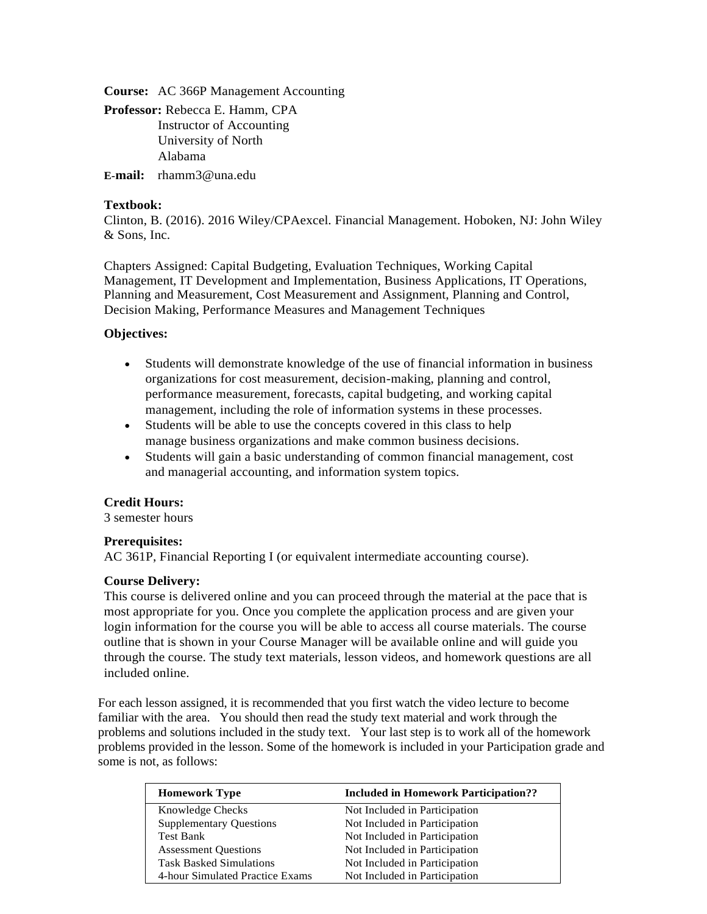**Course:** AC 366P Management Accounting

**Professor:** Rebecca E. Hamm, CPA
Instructor of Accounting
University of North
Alabama

**E-mail:** rhamm3@una.edu

**Textbook:**
Clinton, B. (2016). 2016 Wiley/CPAexcel. Financial Management. Hoboken, NJ: John Wiley & Sons, Inc.

Chapters Assigned: Capital Budgeting, Evaluation Techniques, Working Capital Management, IT Development and Implementation, Business Applications, IT Operations, Planning and Measurement, Cost Measurement and Assignment, Planning and Control, Decision Making, Performance Measures and Management Techniques

**Objectives:**

- Students will demonstrate knowledge of the use of financial information in business organizations for cost measurement, decision-making, planning and control, performance measurement, forecasts, capital budgeting, and working capital management, including the role of information systems in these processes.
- Students will be able to use the concepts covered in this class to help manage business organizations and make common business decisions.
- Students will gain a basic understanding of common financial management, cost and managerial accounting, and information system topics.

**Credit Hours:**
3 semester hours

**Prerequisites:**
AC 361P, Financial Reporting I (or equivalent intermediate accounting course).

**Course Delivery:**
This course is delivered online and you can proceed through the material at the pace that is most appropriate for you. Once you complete the application process and are given your login information for the course you will be able to access all course materials. The course outline that is shown in your Course Manager will be available online and will guide you through the course. The study text materials, lesson videos, and homework questions are all included online.

For each lesson assigned, it is recommended that you first watch the video lecture to become familiar with the area. You should then read the study text material and work through the problems and solutions included in the study text. Your last step is to work all of the homework problems provided in the lesson. Some of the homework is included in your Participation grade and some is not, as follows:

| Homework Type | Included in Homework Participation?? |
|---|---|
| Knowledge Checks | Not Included in Participation |
| Supplementary Questions | Not Included in Participation |
| Test Bank | Not Included in Participation |
| Assessment Questions | Not Included in Participation |
| Task Basked Simulations | Not Included in Participation |
| 4-hour Simulated Practice Exams | Not Included in Participation |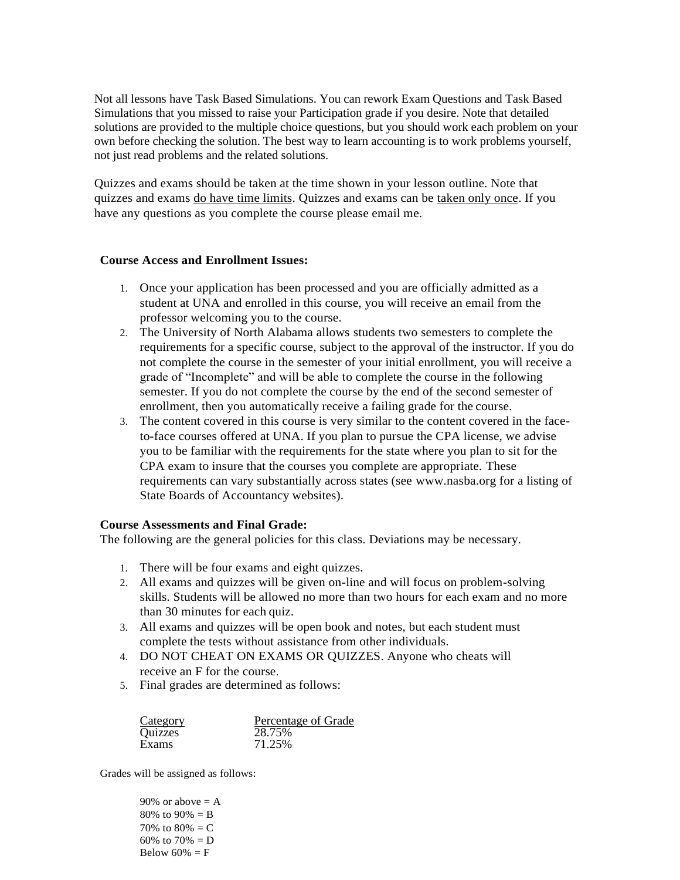Not all lessons have Task Based Simulations. You can rework Exam Questions and Task Based Simulations that you missed to raise your Participation grade if you desire. Note that detailed solutions are provided to the multiple choice questions, but you should work each problem on your own before checking the solution. The best way to learn accounting is to work problems yourself, not just read problems and the related solutions.

Quizzes and exams should be taken at the time shown in your lesson outline. Note that quizzes and exams <u>do have time limits</u>. Quizzes and exams can be <u>taken only once</u>. If you have any questions as you complete the course please email me.

**Course Access and Enrollment Issues:**

1. Once your application has been processed and you are officially admitted as a student at UNA and enrolled in this course, you will receive an email from the professor welcoming you to the course.
2. The University of North Alabama allows students two semesters to complete the requirements for a specific course, subject to the approval of the instructor. If you do not complete the course in the semester of your initial enrollment, you will receive a grade of "Incomplete" and will be able to complete the course in the following semester. If you do not complete the course by the end of the second semester of enrollment, then you automatically receive a failing grade for the course.
3. The content covered in this course is very similar to the content covered in the face-to-face courses offered at UNA. If you plan to pursue the CPA license, we advise you to be familiar with the requirements for the state where you plan to sit for the CPA exam to insure that the courses you complete are appropriate. These requirements can vary substantially across states (see www.nasba.org for a listing of State Boards of Accountancy websites).

**Course Assessments and Final Grade:**
The following are the general policies for this class. Deviations may be necessary.

1. There will be four exams and eight quizzes.
2. All exams and quizzes will be given on-line and will focus on problem-solving skills. Students will be allowed no more than two hours for each exam and no more than 30 minutes for each quiz.
3. All exams and quizzes will be open book and notes, but each student must complete the tests without assistance from other individuals.
4. DO NOT CHEAT ON EXAMS OR QUIZZES. Anyone who cheats will receive an F for the course.
5. Final grades are determined as follows:

| Category | Percentage of Grade |
|---|---|
| Quizzes | 28.75% |
| Exams | 71.25% |

Grades will be assigned as follows:

90% or above = A
80% to 90% = B
70% to 80% = C
60% to 70% = D
Below 60% = F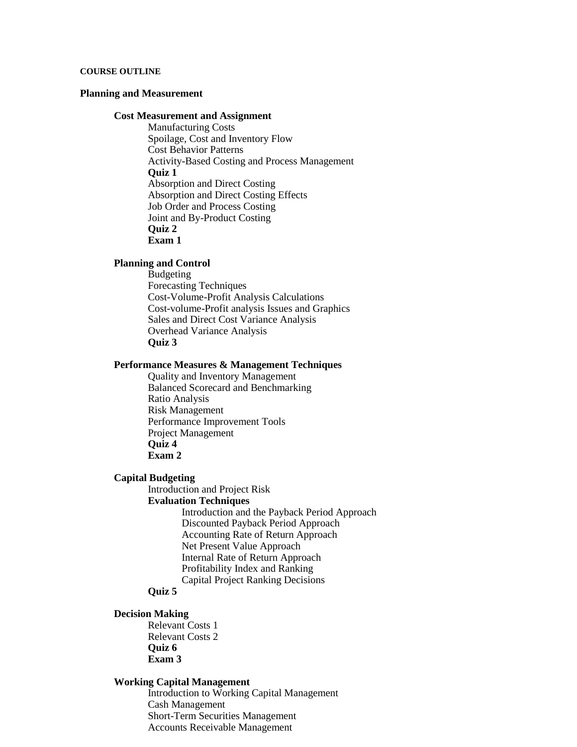**COURSE OUTLINE**

## Planning and Measurement

### Cost Measurement and Assignment

- Manufacturing Costs
- Spoilage, Cost and Inventory Flow
- Cost Behavior Patterns
- Activity-Based Costing and Process Management
- **Quiz 1**
- Absorption and Direct Costing
- Absorption and Direct Costing Effects
- Job Order and Process Costing
- Joint and By-Product Costing
- **Quiz 2**
- **Exam 1**

### Planning and Control

- Budgeting
- Forecasting Techniques
- Cost-Volume-Profit Analysis Calculations
- Cost-volume-Profit analysis Issues and Graphics
- Sales and Direct Cost Variance Analysis
- Overhead Variance Analysis
- **Quiz 3**

### Performance Measures & Management Techniques

- Quality and Inventory Management
- Balanced Scorecard and Benchmarking
- Ratio Analysis
- Risk Management
- Performance Improvement Tools
- Project Management
- **Quiz 4**
- **Exam 2**

### Capital Budgeting

- Introduction and Project Risk
- **Evaluation Techniques**
  - Introduction and the Payback Period Approach
  - Discounted Payback Period Approach
  - Accounting Rate of Return Approach
  - Net Present Value Approach
  - Internal Rate of Return Approach
  - Profitability Index and Ranking
  - Capital Project Ranking Decisions
- **Quiz 5**

### Decision Making

- Relevant Costs 1
- Relevant Costs 2
- **Quiz 6**
- **Exam 3**

### Working Capital Management

- Introduction to Working Capital Management
- Cash Management
- Short-Term Securities Management
- Accounts Receivable Management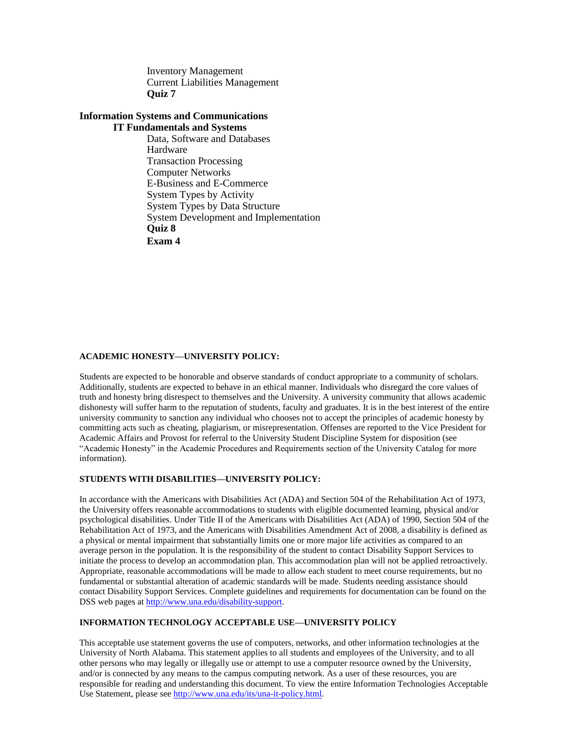Inventory Management
Current Liabilities Management
**Quiz 7**

**Information Systems and Communications**

**IT Fundamentals and Systems**

Data, Software and Databases
Hardware
Transaction Processing
Computer Networks
E-Business and E-Commerce
System Types by Activity
System Types by Data Structure
System Development and Implementation
**Quiz 8**
**Exam 4**

**ACADEMIC HONESTY—UNIVERSITY POLICY:**

Students are expected to be honorable and observe standards of conduct appropriate to a community of scholars. Additionally, students are expected to behave in an ethical manner. Individuals who disregard the core values of truth and honesty bring disrespect to themselves and the University. A university community that allows academic dishonesty will suffer harm to the reputation of students, faculty and graduates. It is in the best interest of the entire university community to sanction any individual who chooses not to accept the principles of academic honesty by committing acts such as cheating, plagiarism, or misrepresentation. Offenses are reported to the Vice President for Academic Affairs and Provost for referral to the University Student Discipline System for disposition (see "Academic Honesty" in the Academic Procedures and Requirements section of the University Catalog for more information).

**STUDENTS WITH DISABILITIES—UNIVERSITY POLICY:**

In accordance with the Americans with Disabilities Act (ADA) and Section 504 of the Rehabilitation Act of 1973, the University offers reasonable accommodations to students with eligible documented learning, physical and/or psychological disabilities. Under Title II of the Americans with Disabilities Act (ADA) of 1990, Section 504 of the Rehabilitation Act of 1973, and the Americans with Disabilities Amendment Act of 2008, a disability is defined as a physical or mental impairment that substantially limits one or more major life activities as compared to an average person in the population. It is the responsibility of the student to contact Disability Support Services to initiate the process to develop an accommodation plan. This accommodation plan will not be applied retroactively. Appropriate, reasonable accommodations will be made to allow each student to meet course requirements, but no fundamental or substantial alteration of academic standards will be made. Students needing assistance should contact Disability Support Services. Complete guidelines and requirements for documentation can be found on the DSS web pages at http://www.una.edu/disability-support.

**INFORMATION TECHNOLOGY ACCEPTABLE USE—UNIVERSITY POLICY**

This acceptable use statement governs the use of computers, networks, and other information technologies at the University of North Alabama. This statement applies to all students and employees of the University, and to all other persons who may legally or illegally use or attempt to use a computer resource owned by the University, and/or is connected by any means to the campus computing network. As a user of these resources, you are responsible for reading and understanding this document. To view the entire Information Technologies Acceptable Use Statement, please see http://www.una.edu/its/una-it-policy.html.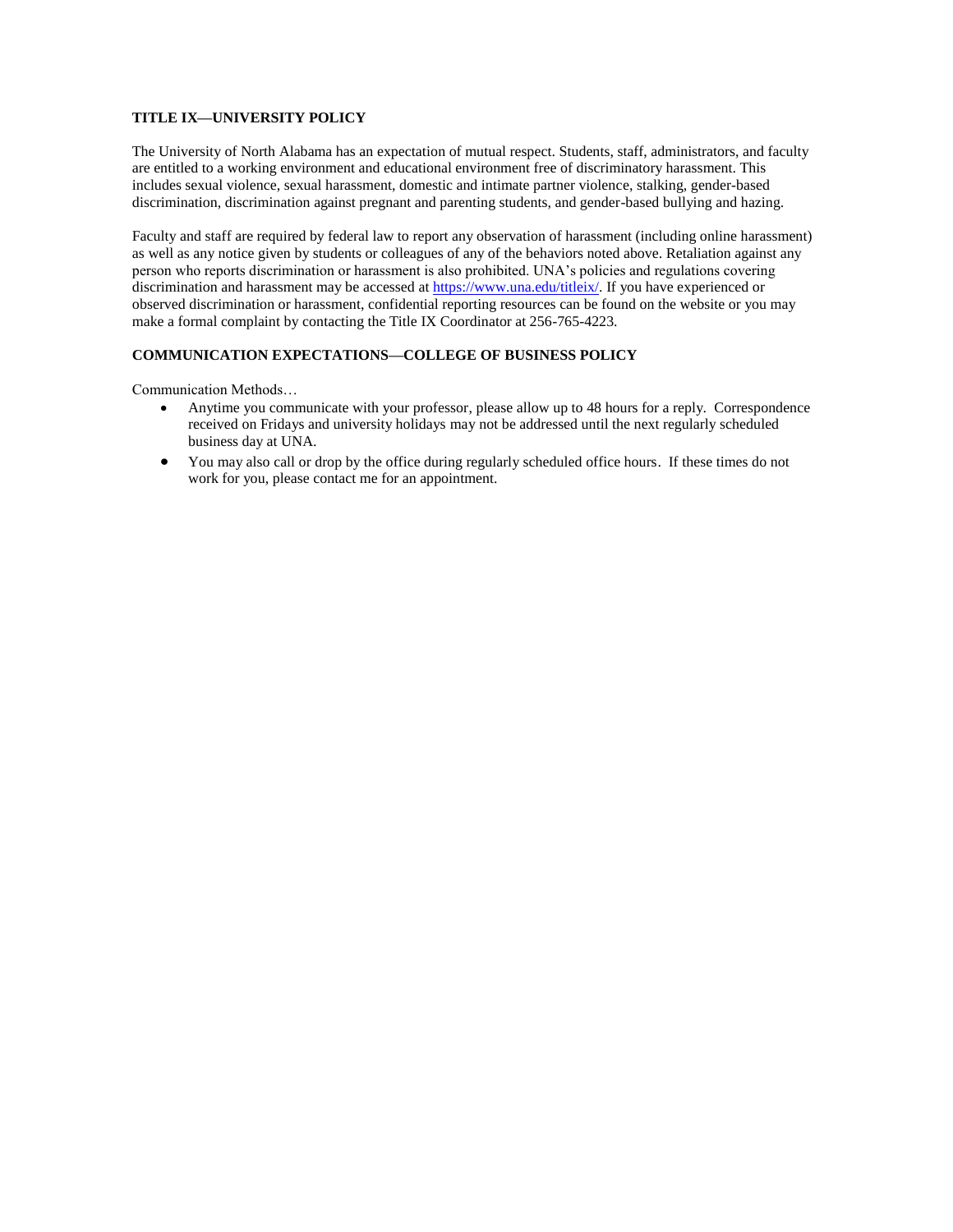**TITLE IX—UNIVERSITY POLICY**

The University of North Alabama has an expectation of mutual respect. Students, staff, administrators, and faculty are entitled to a working environment and educational environment free of discriminatory harassment. This includes sexual violence, sexual harassment, domestic and intimate partner violence, stalking, gender-based discrimination, discrimination against pregnant and parenting students, and gender-based bullying and hazing.

Faculty and staff are required by federal law to report any observation of harassment (including online harassment) as well as any notice given by students or colleagues of any of the behaviors noted above. Retaliation against any person who reports discrimination or harassment is also prohibited. UNA's policies and regulations covering discrimination and harassment may be accessed at [https://www.una.edu/titleix/](https://www.una.edu/titleix/). If you have experienced or observed discrimination or harassment, confidential reporting resources can be found on the website or you may make a formal complaint by contacting the Title IX Coordinator at 256-765-4223.

**COMMUNICATION EXPECTATIONS—COLLEGE OF BUSINESS POLICY**

Communication Methods…

- Anytime you communicate with your professor, please allow up to 48 hours for a reply. Correspondence received on Fridays and university holidays may not be addressed until the next regularly scheduled business day at UNA.
- You may also call or drop by the office during regularly scheduled office hours. If these times do not work for you, please contact me for an appointment.